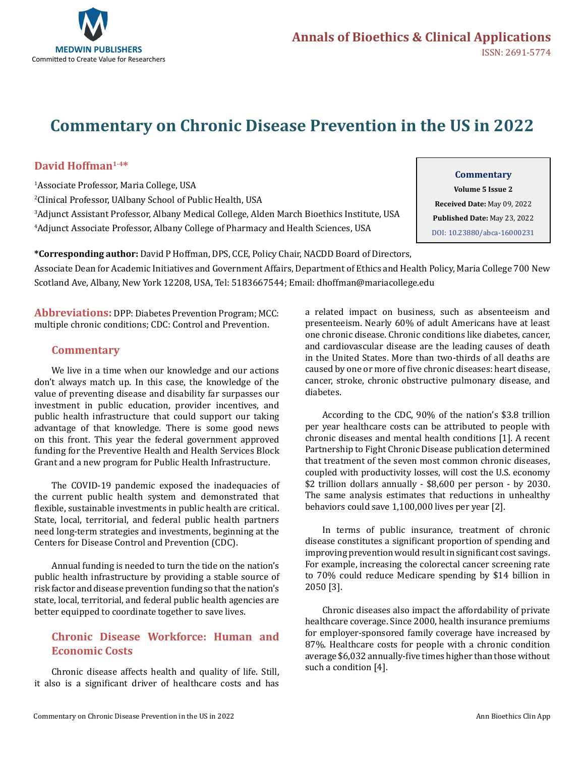# Commentary on Chronic Disease Prevention in the US in 2022

**David Hoffman[1-4]***

[1]Associate Professor, Maria College, USA

[2]Clinical Professor, UAlbany School of Public Health, USA

[3]Adjunct Assistant Professor, Albany Medical College, Alden March Bioethics Institute, USA

[4]Adjunct Associate Professor, Albany College of Pharmacy and Health Sciences, USA

**Commentary**
**Volume 5 Issue 2**
**Received Date:** May 09, 2022
**Published Date:** May 23, 2022
DOI: 10.23880/abca-16000231

***Corresponding author:** David P Hoffman, DPS, CCE, Policy Chair, NACDD Board of Directors, Associate Dean for Academic Initiatives and Government Affairs, Department of Ethics and Health Policy, Maria College 700 New Scotland Ave, Albany, New York 12208, USA, Tel: 5183667544; Email: dhoffman@mariacollege.edu

**Abbreviations:** DPP: Diabetes Prevention Program; MCC: multiple chronic conditions; CDC: Control and Prevention.

## Commentary

We live in a time when our knowledge and our actions don't always match up. In this case, the knowledge of the value of preventing disease and disability far surpasses our investment in public education, provider incentives, and public health infrastructure that could support our taking advantage of that knowledge. There is some good news on this front. This year the federal government approved funding for the Preventive Health and Health Services Block Grant and a new program for Public Health Infrastructure.

The COVID-19 pandemic exposed the inadequacies of the current public health system and demonstrated that flexible, sustainable investments in public health are critical. State, local, territorial, and federal public health partners need long-term strategies and investments, beginning at the Centers for Disease Control and Prevention (CDC).

Annual funding is needed to turn the tide on the nation's public health infrastructure by providing a stable source of risk factor and disease prevention funding so that the nation's state, local, territorial, and federal public health agencies are better equipped to coordinate together to save lives.

## Chronic Disease Workforce: Human and Economic Costs

Chronic disease affects health and quality of life. Still, it also is a significant driver of healthcare costs and has a related impact on business, such as absenteeism and presenteeism. Nearly 60% of adult Americans have at least one chronic disease. Chronic conditions like diabetes, cancer, and cardiovascular disease are the leading causes of death in the United States. More than two-thirds of all deaths are caused by one or more of five chronic diseases: heart disease, cancer, stroke, chronic obstructive pulmonary disease, and diabetes.

According to the CDC, 90% of the nation's $3.8 trillion per year healthcare costs can be attributed to people with chronic diseases and mental health conditions [1]. A recent Partnership to Fight Chronic Disease publication determined that treatment of the seven most common chronic diseases, coupled with productivity losses, will cost the U.S. economy $2 trillion dollars annually - $8,600 per person - by 2030. The same analysis estimates that reductions in unhealthy behaviors could save 1,100,000 lives per year [2].

In terms of public insurance, treatment of chronic disease constitutes a significant proportion of spending and improving prevention would result in significant cost savings. For example, increasing the colorectal cancer screening rate to 70% could reduce Medicare spending by $14 billion in 2050 [3].

Chronic diseases also impact the affordability of private healthcare coverage. Since 2000, health insurance premiums for employer-sponsored family coverage have increased by 87%. Healthcare costs for people with a chronic condition average $6,032 annually-five times higher than those without such a condition [4].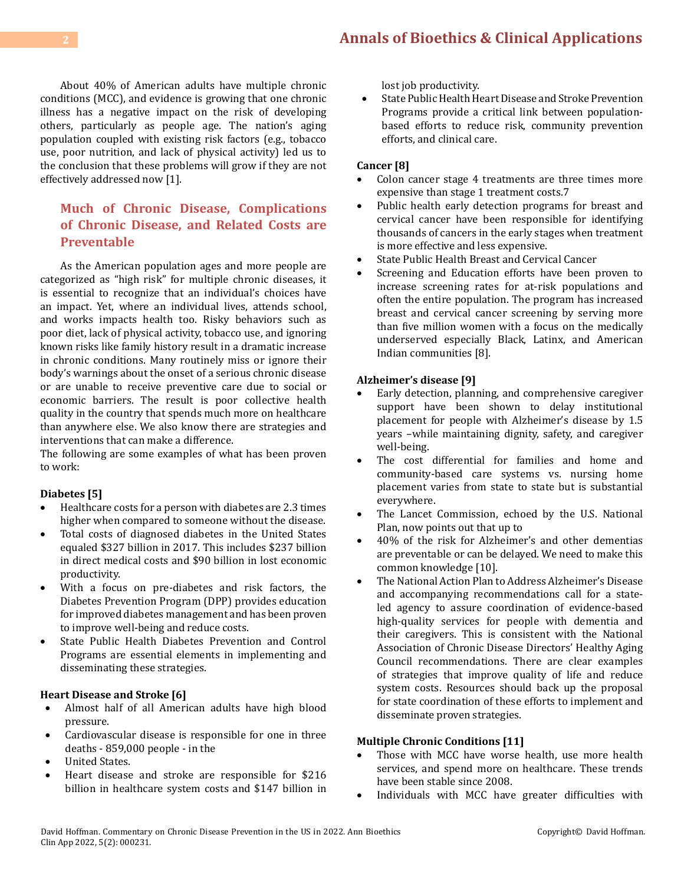About 40% of American adults have multiple chronic conditions (MCC), and evidence is growing that one chronic illness has a negative impact on the risk of developing others, particularly as people age. The nation's aging population coupled with existing risk factors (e.g., tobacco use, poor nutrition, and lack of physical activity) led us to the conclusion that these problems will grow if they are not effectively addressed now [1].

## Much of Chronic Disease, Complications of Chronic Disease, and Related Costs are Preventable

As the American population ages and more people are categorized as "high risk" for multiple chronic diseases, it is essential to recognize that an individual's choices have an impact. Yet, where an individual lives, attends school, and works impacts health too. Risky behaviors such as poor diet, lack of physical activity, tobacco use, and ignoring known risks like family history result in a dramatic increase in chronic conditions. Many routinely miss or ignore their body's warnings about the onset of a serious chronic disease or are unable to receive preventive care due to social or economic barriers. The result is poor collective health quality in the country that spends much more on healthcare than anywhere else. We also know there are strategies and interventions that can make a difference.

The following are some examples of what has been proven to work:

**Diabetes [5]**

- Healthcare costs for a person with diabetes are 2.3 times higher when compared to someone without the disease.
- Total costs of diagnosed diabetes in the United States equaled $327 billion in 2017. This includes $237 billion in direct medical costs and $90 billion in lost economic productivity.
- With a focus on pre-diabetes and risk factors, the Diabetes Prevention Program (DPP) provides education for improved diabetes management and has been proven to improve well-being and reduce costs.
- State Public Health Diabetes Prevention and Control Programs are essential elements in implementing and disseminating these strategies.

**Heart Disease and Stroke [6]**

- Almost half of all American adults have high blood pressure.
- Cardiovascular disease is responsible for one in three deaths - 859,000 people - in the
- United States.
- Heart disease and stroke are responsible for $216 billion in healthcare system costs and $147 billion in lost job productivity.
- State Public Health Heart Disease and Stroke Prevention Programs provide a critical link between population-based efforts to reduce risk, community prevention efforts, and clinical care.

**Cancer [8]**

- Colon cancer stage 4 treatments are three times more expensive than stage 1 treatment costs.7
- Public health early detection programs for breast and cervical cancer have been responsible for identifying thousands of cancers in the early stages when treatment is more effective and less expensive.
- State Public Health Breast and Cervical Cancer
- Screening and Education efforts have been proven to increase screening rates for at-risk populations and often the entire population. The program has increased breast and cervical cancer screening by serving more than five million women with a focus on the medically underserved especially Black, Latinx, and American Indian communities [8].

**Alzheimer's disease [9]**

- Early detection, planning, and comprehensive caregiver support have been shown to delay institutional placement for people with Alzheimer's disease by 1.5 years –while maintaining dignity, safety, and caregiver well-being.
- The cost differential for families and home and community-based care systems vs. nursing home placement varies from state to state but is substantial everywhere.
- The Lancet Commission, echoed by the U.S. National Plan, now points out that up to
- 40% of the risk for Alzheimer's and other dementias are preventable or can be delayed. We need to make this common knowledge [10].
- The National Action Plan to Address Alzheimer's Disease and accompanying recommendations call for a state-led agency to assure coordination of evidence-based high-quality services for people with dementia and their caregivers. This is consistent with the National Association of Chronic Disease Directors' Healthy Aging Council recommendations. There are clear examples of strategies that improve quality of life and reduce system costs. Resources should back up the proposal for state coordination of these efforts to implement and disseminate proven strategies.

**Multiple Chronic Conditions [11]**

- Those with MCC have worse health, use more health services, and spend more on healthcare. These trends have been stable since 2008.
- Individuals with MCC have greater difficulties with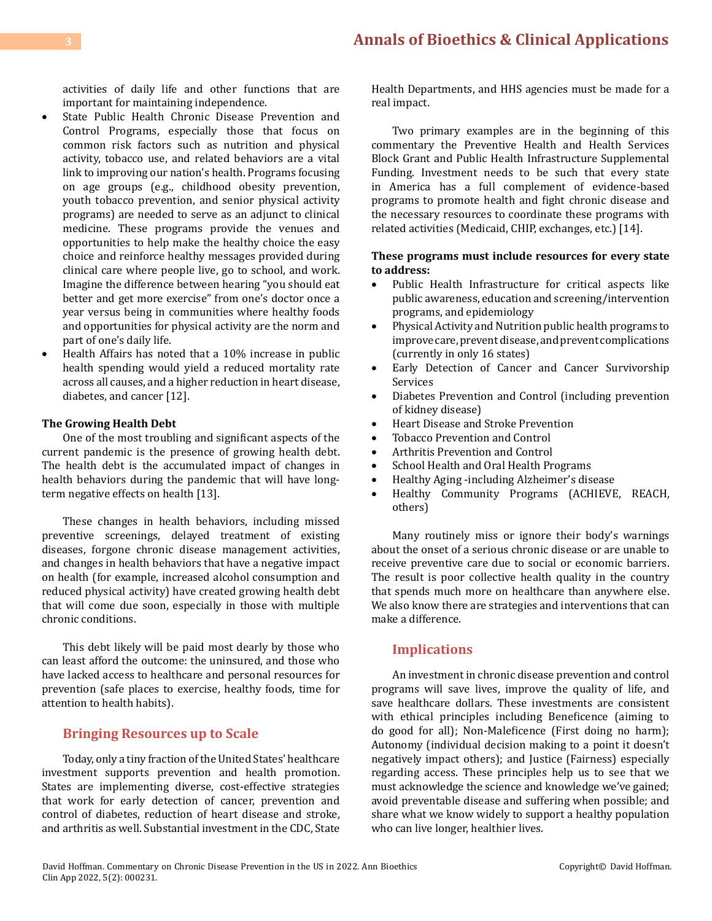activities of daily life and other functions that are important for maintaining independence.

- State Public Health Chronic Disease Prevention and Control Programs, especially those that focus on common risk factors such as nutrition and physical activity, tobacco use, and related behaviors are a vital link to improving our nation's health. Programs focusing on age groups (e.g., childhood obesity prevention, youth tobacco prevention, and senior physical activity programs) are needed to serve as an adjunct to clinical medicine. These programs provide the venues and opportunities to help make the healthy choice the easy choice and reinforce healthy messages provided during clinical care where people live, go to school, and work. Imagine the difference between hearing "you should eat better and get more exercise" from one's doctor once a year versus being in communities where healthy foods and opportunities for physical activity are the norm and part of one's daily life.
- Health Affairs has noted that a 10% increase in public health spending would yield a reduced mortality rate across all causes, and a higher reduction in heart disease, diabetes, and cancer [12].

**The Growing Health Debt**

One of the most troubling and significant aspects of the current pandemic is the presence of growing health debt. The health debt is the accumulated impact of changes in health behaviors during the pandemic that will have long-term negative effects on health [13].

These changes in health behaviors, including missed preventive screenings, delayed treatment of existing diseases, forgone chronic disease management activities, and changes in health behaviors that have a negative impact on health (for example, increased alcohol consumption and reduced physical activity) have created growing health debt that will come due soon, especially in those with multiple chronic conditions.

This debt likely will be paid most dearly by those who can least afford the outcome: the uninsured, and those who have lacked access to healthcare and personal resources for prevention (safe places to exercise, healthy foods, time for attention to health habits).

## Bringing Resources up to Scale

Today, only a tiny fraction of the United States' healthcare investment supports prevention and health promotion. States are implementing diverse, cost-effective strategies that work for early detection of cancer, prevention and control of diabetes, reduction of heart disease and stroke, and arthritis as well. Substantial investment in the CDC, State Health Departments, and HHS agencies must be made for a real impact.

Two primary examples are in the beginning of this commentary the Preventive Health and Health Services Block Grant and Public Health Infrastructure Supplemental Funding. Investment needs to be such that every state in America has a full complement of evidence-based programs to promote health and fight chronic disease and the necessary resources to coordinate these programs with related activities (Medicaid, CHIP, exchanges, etc.) [14].

**These programs must include resources for every state to address:**

- Public Health Infrastructure for critical aspects like public awareness, education and screening/intervention programs, and epidemiology
- Physical Activity and Nutrition public health programs to improve care, prevent disease, and prevent complications (currently in only 16 states)
- Early Detection of Cancer and Cancer Survivorship Services
- Diabetes Prevention and Control (including prevention of kidney disease)
- Heart Disease and Stroke Prevention
- Tobacco Prevention and Control
- Arthritis Prevention and Control
- School Health and Oral Health Programs
- Healthy Aging -including Alzheimer's disease
- Healthy Community Programs (ACHIEVE, REACH, others)

Many routinely miss or ignore their body's warnings about the onset of a serious chronic disease or are unable to receive preventive care due to social or economic barriers. The result is poor collective health quality in the country that spends much more on healthcare than anywhere else. We also know there are strategies and interventions that can make a difference.

## Implications

An investment in chronic disease prevention and control programs will save lives, improve the quality of life, and save healthcare dollars. These investments are consistent with ethical principles including Beneficence (aiming to do good for all); Non-Maleficence (First doing no harm); Autonomy (individual decision making to a point it doesn't negatively impact others); and Justice (Fairness) especially regarding access. These principles help us to see that we must acknowledge the science and knowledge we've gained; avoid preventable disease and suffering when possible; and share what we know widely to support a healthy population who can live longer, healthier lives.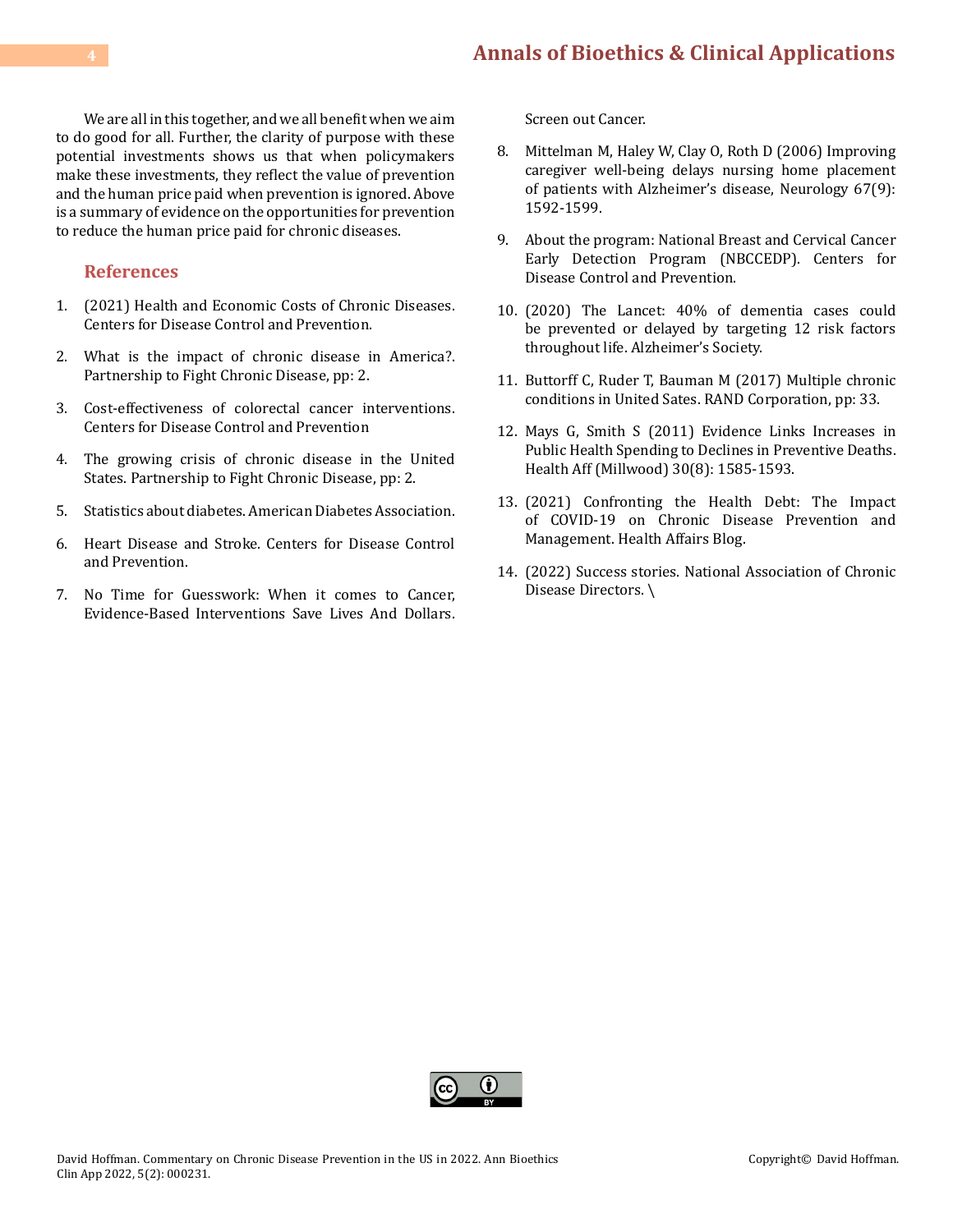We are all in this together, and we all benefit when we aim to do good for all. Further, the clarity of purpose with these potential investments shows us that when policymakers make these investments, they reflect the value of prevention and the human price paid when prevention is ignored. Above is a summary of evidence on the opportunities for prevention to reduce the human price paid for chronic diseases.

## References

1. (2021) Health and Economic Costs of Chronic Diseases. Centers for Disease Control and Prevention.
2. What is the impact of chronic disease in America?. Partnership to Fight Chronic Disease, pp: 2.
3. Cost-effectiveness of colorectal cancer interventions. Centers for Disease Control and Prevention
4. The growing crisis of chronic disease in the United States. Partnership to Fight Chronic Disease, pp: 2.
5. Statistics about diabetes. American Diabetes Association.
6. Heart Disease and Stroke. Centers for Disease Control and Prevention.
7. No Time for Guesswork: When it comes to Cancer, Evidence-Based Interventions Save Lives And Dollars. Screen out Cancer.
8. Mittelman M, Haley W, Clay O, Roth D (2006) Improving caregiver well-being delays nursing home placement of patients with Alzheimer's disease, Neurology 67(9): 1592-1599.
9. About the program: National Breast and Cervical Cancer Early Detection Program (NBCCEDP). Centers for Disease Control and Prevention.
10. (2020) The Lancet: 40% of dementia cases could be prevented or delayed by targeting 12 risk factors throughout life. Alzheimer's Society.
11. Buttorff C, Ruder T, Bauman M (2017) Multiple chronic conditions in United Sates. RAND Corporation, pp: 33.
12. Mays G, Smith S (2011) Evidence Links Increases in Public Health Spending to Declines in Preventive Deaths. Health Aff (Millwood) 30(8): 1585-1593.
13. (2021) Confronting the Health Debt: The Impact of COVID-19 on Chronic Disease Prevention and Management. Health Affairs Blog.
14. (2022) Success stories. National Association of Chronic Disease Directors. \